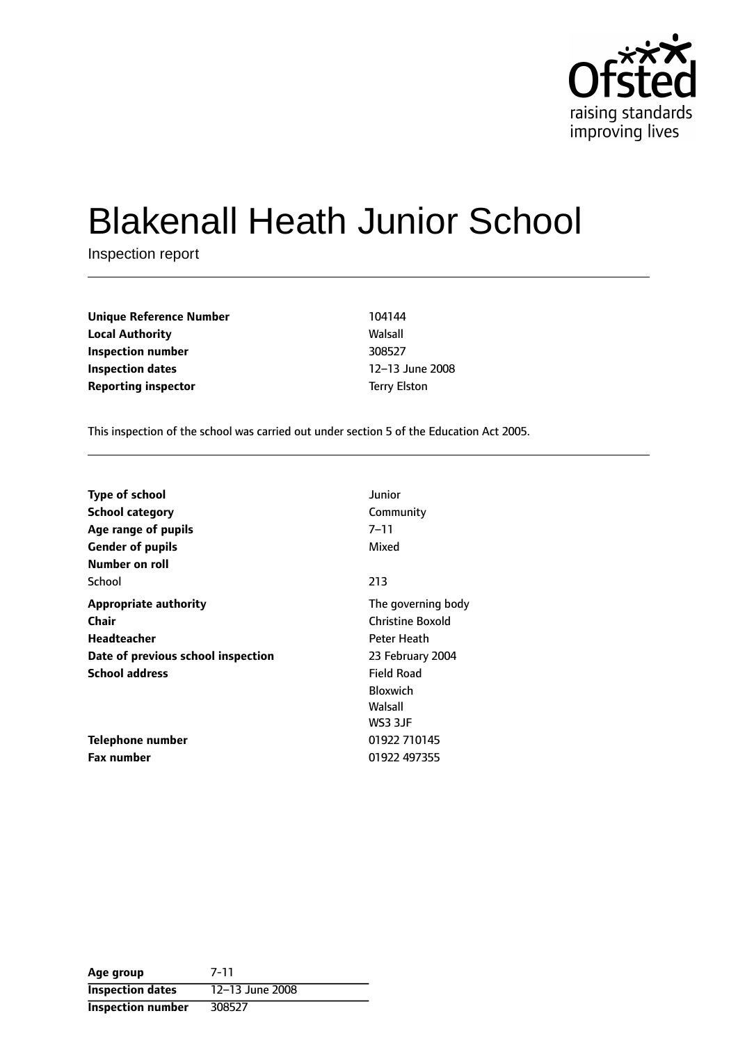# Blakenall Heath Junior School

Inspection report

| | |
|---|---|
| **Unique Reference Number** | 104144 |
| **Local Authority** | Walsall |
| **Inspection number** | 308527 |
| **Inspection dates** | 12–13 June 2008 |
| **Reporting inspector** | Terry Elston |

This inspection of the school was carried out under section 5 of the Education Act 2005.

| | |
|---|---|
| **Type of school** | Junior |
| **School category** | Community |
| **Age range of pupils** | 7–11 |
| **Gender of pupils** | Mixed |
| **Number on roll** | |
| School | 213 |
| **Appropriate authority** | The governing body |
| **Chair** | Christine Boxold |
| **Headteacher** | Peter Heath |
| **Date of previous school inspection** | 23 February 2004 |
| **School address** | Field Road<br>Bloxwich<br>Walsall<br>WS3 3JF |
| **Telephone number** | 01922 710145 |
| **Fax number** | 01922 497355 |

| | |
|---|---|
| **Age group** | 7-11 |
| **Inspection dates** | 12–13 June 2008 |
| **Inspection number** | 308527 |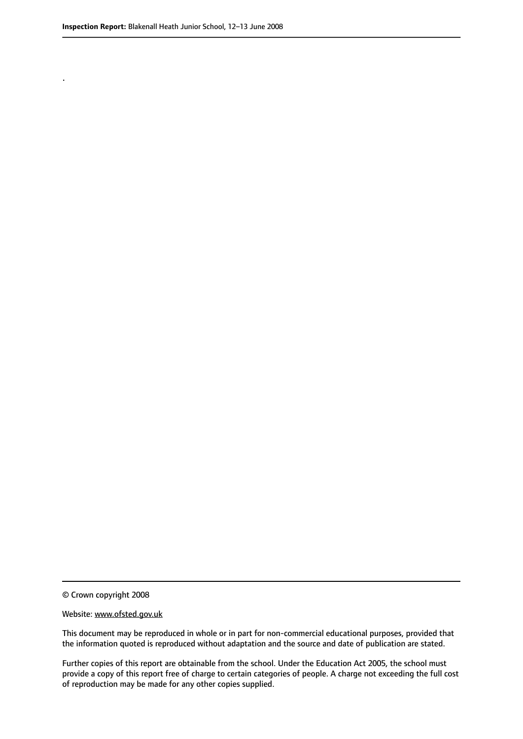.

© Crown copyright 2008

Website: www.ofsted.gov.uk

This document may be reproduced in whole or in part for non-commercial educational purposes, provided that the information quoted is reproduced without adaptation and the source and date of publication are stated.

Further copies of this report are obtainable from the school. Under the Education Act 2005, the school must provide a copy of this report free of charge to certain categories of people. A charge not exceeding the full cost of reproduction may be made for any other copies supplied.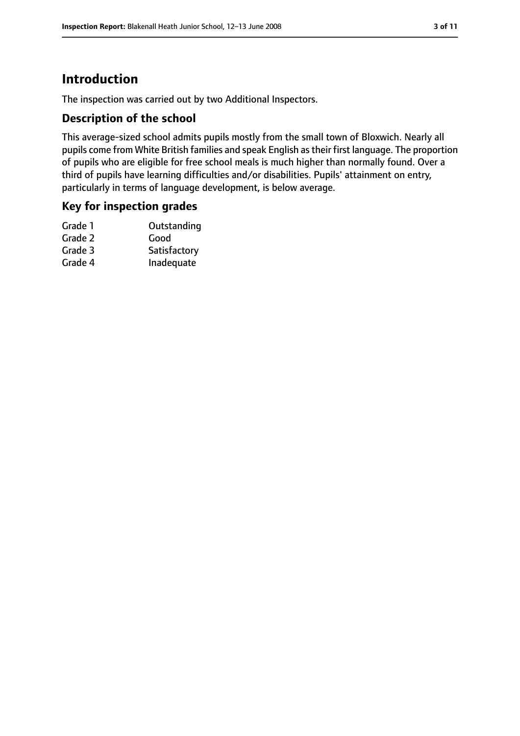## Introduction

The inspection was carried out by two Additional Inspectors.

### Description of the school

This average-sized school admits pupils mostly from the small town of Bloxwich. Nearly all pupils come from White British families and speak English as their first language. The proportion of pupils who are eligible for free school meals is much higher than normally found. Over a third of pupils have learning difficulties and/or disabilities. Pupils' attainment on entry, particularly in terms of language development, is below average.

### Key for inspection grades

| | |
|---|---|
| Grade 1 | Outstanding |
| Grade 2 | Good |
| Grade 3 | Satisfactory |
| Grade 4 | Inadequate |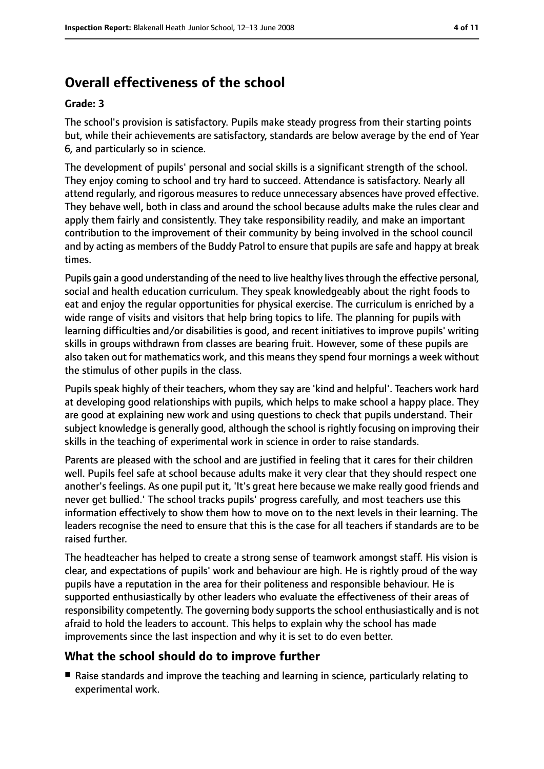# Overall effectiveness of the school

**Grade: 3**

The school's provision is satisfactory. Pupils make steady progress from their starting points but, while their achievements are satisfactory, standards are below average by the end of Year 6, and particularly so in science.

The development of pupils' personal and social skills is a significant strength of the school. They enjoy coming to school and try hard to succeed. Attendance is satisfactory. Nearly all attend regularly, and rigorous measures to reduce unnecessary absences have proved effective. They behave well, both in class and around the school because adults make the rules clear and apply them fairly and consistently. They take responsibility readily, and make an important contribution to the improvement of their community by being involved in the school council and by acting as members of the Buddy Patrol to ensure that pupils are safe and happy at break times.

Pupils gain a good understanding of the need to live healthy lives through the effective personal, social and health education curriculum. They speak knowledgeably about the right foods to eat and enjoy the regular opportunities for physical exercise. The curriculum is enriched by a wide range of visits and visitors that help bring topics to life. The planning for pupils with learning difficulties and/or disabilities is good, and recent initiatives to improve pupils' writing skills in groups withdrawn from classes are bearing fruit. However, some of these pupils are also taken out for mathematics work, and this means they spend four mornings a week without the stimulus of other pupils in the class.

Pupils speak highly of their teachers, whom they say are 'kind and helpful'. Teachers work hard at developing good relationships with pupils, which helps to make school a happy place. They are good at explaining new work and using questions to check that pupils understand. Their subject knowledge is generally good, although the school is rightly focusing on improving their skills in the teaching of experimental work in science in order to raise standards.

Parents are pleased with the school and are justified in feeling that it cares for their children well. Pupils feel safe at school because adults make it very clear that they should respect one another's feelings. As one pupil put it, 'It's great here because we make really good friends and never get bullied.' The school tracks pupils' progress carefully, and most teachers use this information effectively to show them how to move on to the next levels in their learning. The leaders recognise the need to ensure that this is the case for all teachers if standards are to be raised further.

The headteacher has helped to create a strong sense of teamwork amongst staff. His vision is clear, and expectations of pupils' work and behaviour are high. He is rightly proud of the way pupils have a reputation in the area for their politeness and responsible behaviour. He is supported enthusiastically by other leaders who evaluate the effectiveness of their areas of responsibility competently. The governing body supports the school enthusiastically and is not afraid to hold the leaders to account. This helps to explain why the school has made improvements since the last inspection and why it is set to do even better.

## What the school should do to improve further

- Raise standards and improve the teaching and learning in science, particularly relating to experimental work.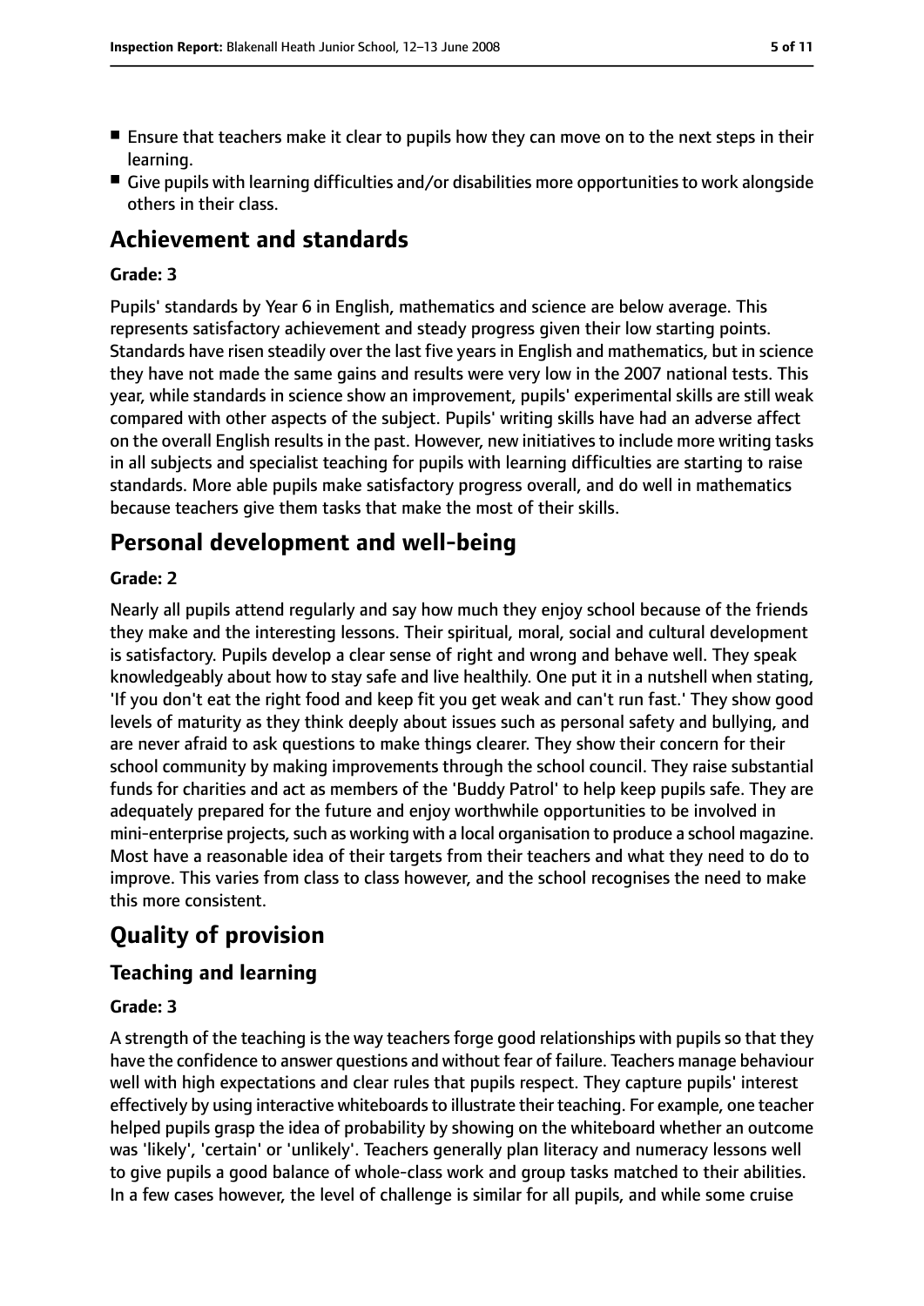- Ensure that teachers make it clear to pupils how they can move on to the next steps in their learning.
- Give pupils with learning difficulties and/or disabilities more opportunities to work alongside others in their class.

# Achievement and standards

**Grade: 3**

Pupils' standards by Year 6 in English, mathematics and science are below average. This represents satisfactory achievement and steady progress given their low starting points. Standards have risen steadily over the last five years in English and mathematics, but in science they have not made the same gains and results were very low in the 2007 national tests. This year, while standards in science show an improvement, pupils' experimental skills are still weak compared with other aspects of the subject. Pupils' writing skills have had an adverse affect on the overall English results in the past. However, new initiatives to include more writing tasks in all subjects and specialist teaching for pupils with learning difficulties are starting to raise standards. More able pupils make satisfactory progress overall, and do well in mathematics because teachers give them tasks that make the most of their skills.

# Personal development and well-being

**Grade: 2**

Nearly all pupils attend regularly and say how much they enjoy school because of the friends they make and the interesting lessons. Their spiritual, moral, social and cultural development is satisfactory. Pupils develop a clear sense of right and wrong and behave well. They speak knowledgeably about how to stay safe and live healthily. One put it in a nutshell when stating, 'If you don't eat the right food and keep fit you get weak and can't run fast.' They show good levels of maturity as they think deeply about issues such as personal safety and bullying, and are never afraid to ask questions to make things clearer. They show their concern for their school community by making improvements through the school council. They raise substantial funds for charities and act as members of the 'Buddy Patrol' to help keep pupils safe. They are adequately prepared for the future and enjoy worthwhile opportunities to be involved in mini-enterprise projects, such as working with a local organisation to produce a school magazine. Most have a reasonable idea of their targets from their teachers and what they need to do to improve. This varies from class to class however, and the school recognises the need to make this more consistent.

# Quality of provision

## Teaching and learning

**Grade: 3**

A strength of the teaching is the way teachers forge good relationships with pupils so that they have the confidence to answer questions and without fear of failure. Teachers manage behaviour well with high expectations and clear rules that pupils respect. They capture pupils' interest effectively by using interactive whiteboards to illustrate their teaching. For example, one teacher helped pupils grasp the idea of probability by showing on the whiteboard whether an outcome was 'likely', 'certain' or 'unlikely'. Teachers generally plan literacy and numeracy lessons well to give pupils a good balance of whole-class work and group tasks matched to their abilities. In a few cases however, the level of challenge is similar for all pupils, and while some cruise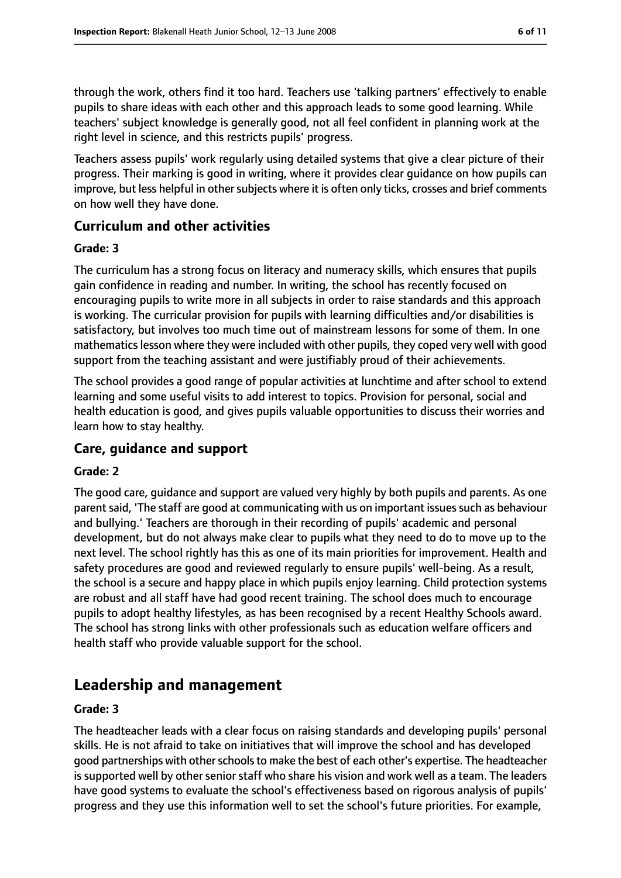through the work, others find it too hard. Teachers use 'talking partners' effectively to enable pupils to share ideas with each other and this approach leads to some good learning. While teachers' subject knowledge is generally good, not all feel confident in planning work at the right level in science, and this restricts pupils' progress.

Teachers assess pupils' work regularly using detailed systems that give a clear picture of their progress. Their marking is good in writing, where it provides clear guidance on how pupils can improve, but less helpful in other subjects where it is often only ticks, crosses and brief comments on how well they have done.

### Curriculum and other activities

#### Grade: 3

The curriculum has a strong focus on literacy and numeracy skills, which ensures that pupils gain confidence in reading and number. In writing, the school has recently focused on encouraging pupils to write more in all subjects in order to raise standards and this approach is working. The curricular provision for pupils with learning difficulties and/or disabilities is satisfactory, but involves too much time out of mainstream lessons for some of them. In one mathematics lesson where they were included with other pupils, they coped very well with good support from the teaching assistant and were justifiably proud of their achievements.

The school provides a good range of popular activities at lunchtime and after school to extend learning and some useful visits to add interest to topics. Provision for personal, social and health education is good, and gives pupils valuable opportunities to discuss their worries and learn how to stay healthy.

### Care, guidance and support

#### Grade: 2

The good care, guidance and support are valued very highly by both pupils and parents. As one parent said, 'The staff are good at communicating with us on important issues such as behaviour and bullying.' Teachers are thorough in their recording of pupils' academic and personal development, but do not always make clear to pupils what they need to do to move up to the next level. The school rightly has this as one of its main priorities for improvement. Health and safety procedures are good and reviewed regularly to ensure pupils' well-being. As a result, the school is a secure and happy place in which pupils enjoy learning. Child protection systems are robust and all staff have had good recent training. The school does much to encourage pupils to adopt healthy lifestyles, as has been recognised by a recent Healthy Schools award. The school has strong links with other professionals such as education welfare officers and health staff who provide valuable support for the school.

## Leadership and management

#### Grade: 3

The headteacher leads with a clear focus on raising standards and developing pupils' personal skills. He is not afraid to take on initiatives that will improve the school and has developed good partnerships with other schools to make the best of each other's expertise. The headteacher is supported well by other senior staff who share his vision and work well as a team. The leaders have good systems to evaluate the school's effectiveness based on rigorous analysis of pupils' progress and they use this information well to set the school's future priorities. For example,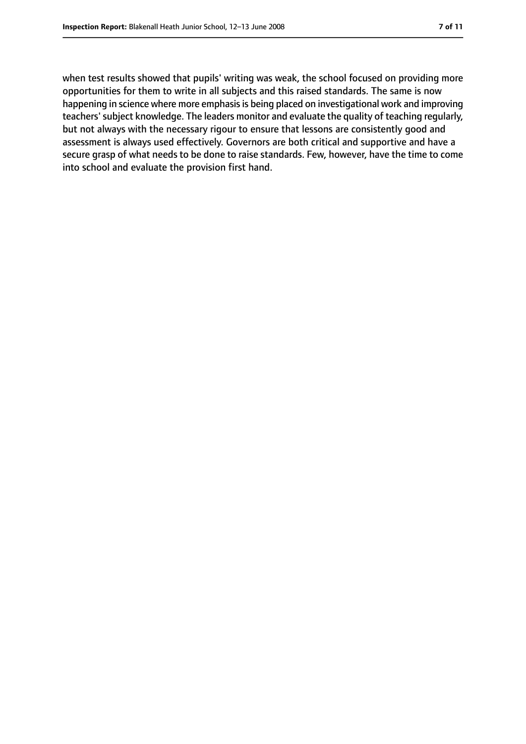when test results showed that pupils' writing was weak, the school focused on providing more opportunities for them to write in all subjects and this raised standards. The same is now happening in science where more emphasis is being placed on investigational work and improving teachers' subject knowledge. The leaders monitor and evaluate the quality of teaching regularly, but not always with the necessary rigour to ensure that lessons are consistently good and assessment is always used effectively. Governors are both critical and supportive and have a secure grasp of what needs to be done to raise standards. Few, however, have the time to come into school and evaluate the provision first hand.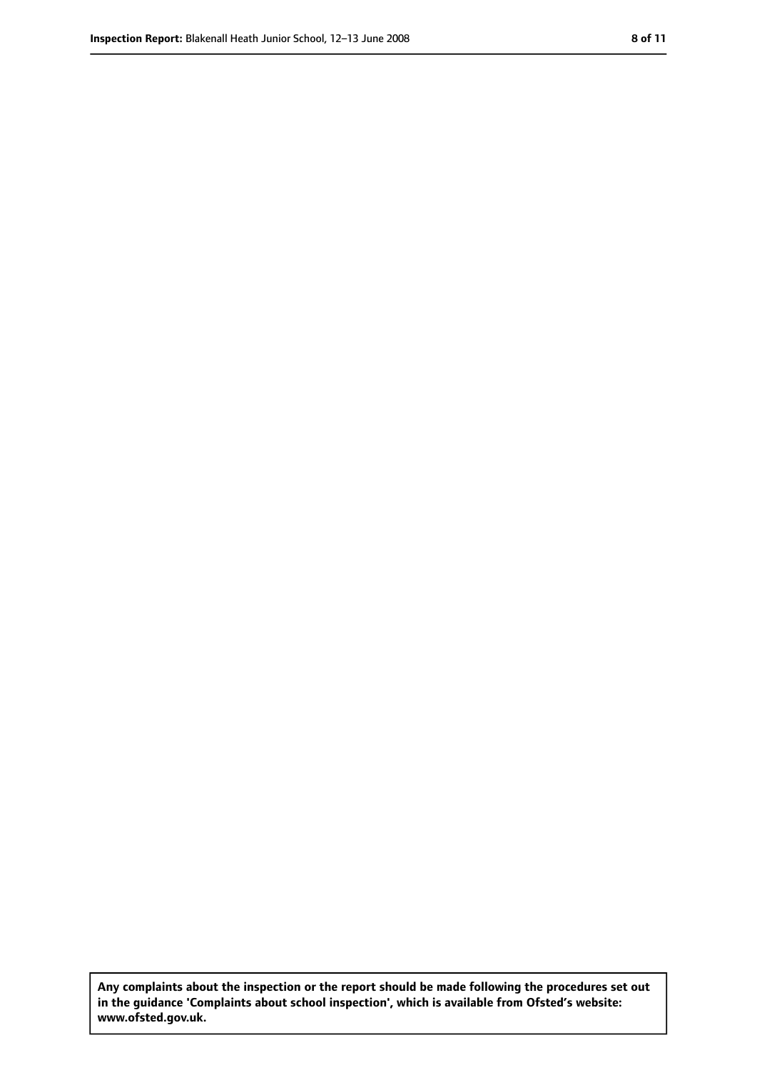**Any complaints about the inspection or the report should be made following the procedures set out in the guidance 'Complaints about school inspection', which is available from Ofsted's website: www.ofsted.gov.uk.**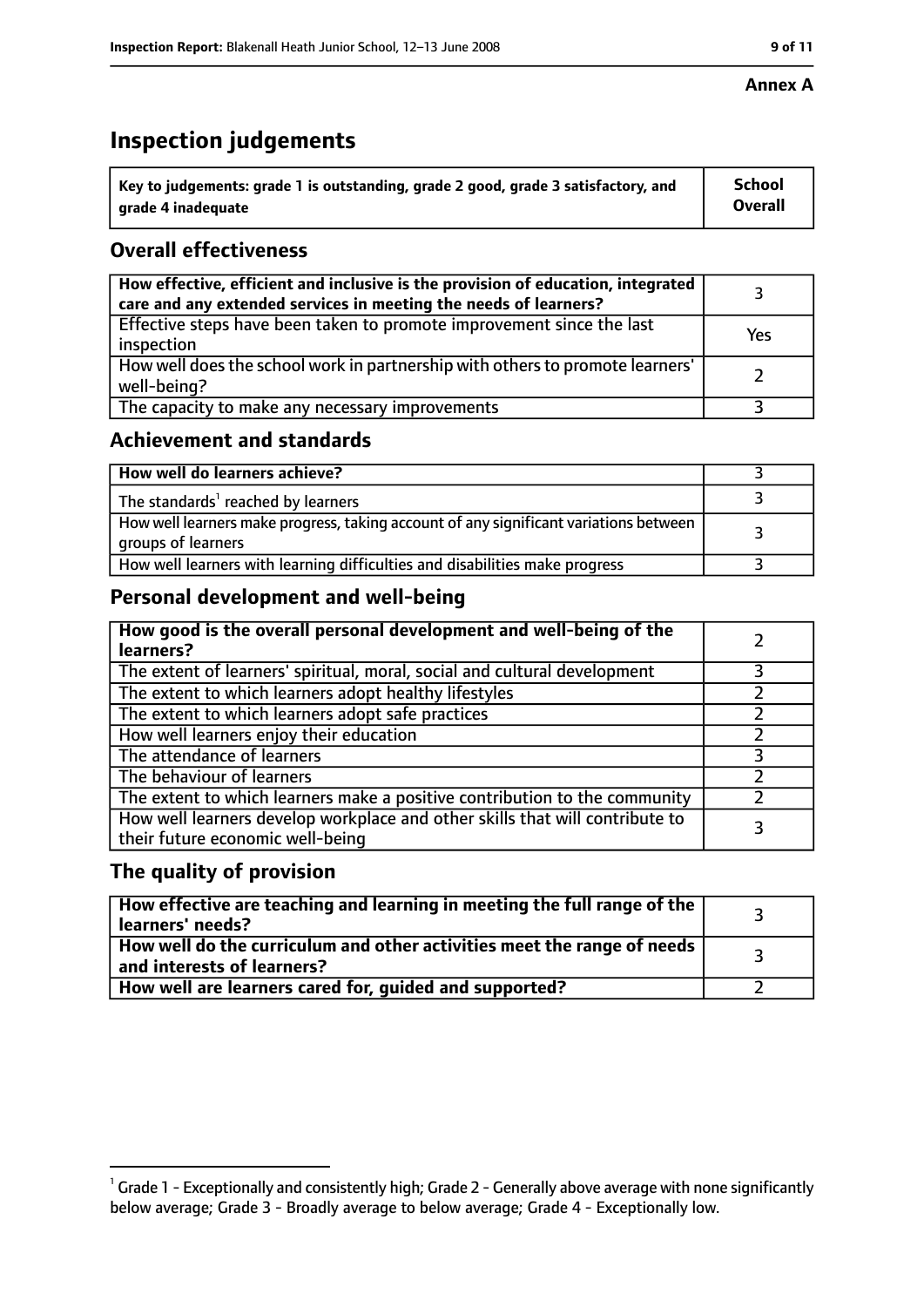**Annex A**

# Inspection judgements

| Key to judgements: grade 1 is outstanding, grade 2 good, grade 3 satisfactory, and grade 4 inadequate | School Overall |
| --- | --- |

## Overall effectiveness

| | |
| --- | --- |
| **How effective, efficient and inclusive is the provision of education, integrated care and any extended services in meeting the needs of learners?** | 3 |
| Effective steps have been taken to promote improvement since the last inspection | Yes |
| How well does the school work in partnership with others to promote learners' well-being? | 2 |
| The capacity to make any necessary improvements | 3 |

## Achievement and standards

| | |
| --- | --- |
| **How well do learners achieve?** | 3 |
| The standards[1] reached by learners | 3 |
| How well learners make progress, taking account of any significant variations between groups of learners | 3 |
| How well learners with learning difficulties and disabilities make progress | 3 |

## Personal development and well-being

| | |
| --- | --- |
| **How good is the overall personal development and well-being of the learners?** | 2 |
| The extent of learners' spiritual, moral, social and cultural development | 3 |
| The extent to which learners adopt healthy lifestyles | 2 |
| The extent to which learners adopt safe practices | 2 |
| How well learners enjoy their education | 2 |
| The attendance of learners | 3 |
| The behaviour of learners | 2 |
| The extent to which learners make a positive contribution to the community | 2 |
| How well learners develop workplace and other skills that will contribute to their future economic well-being | 3 |

## The quality of provision

| | |
| --- | --- |
| **How effective are teaching and learning in meeting the full range of the learners' needs?** | 3 |
| **How well do the curriculum and other activities meet the range of needs and interests of learners?** | 3 |
| **How well are learners cared for, guided and supported?** | 2 |

[1] Grade 1 - Exceptionally and consistently high; Grade 2 - Generally above average with none significantly below average; Grade 3 - Broadly average to below average; Grade 4 - Exceptionally low.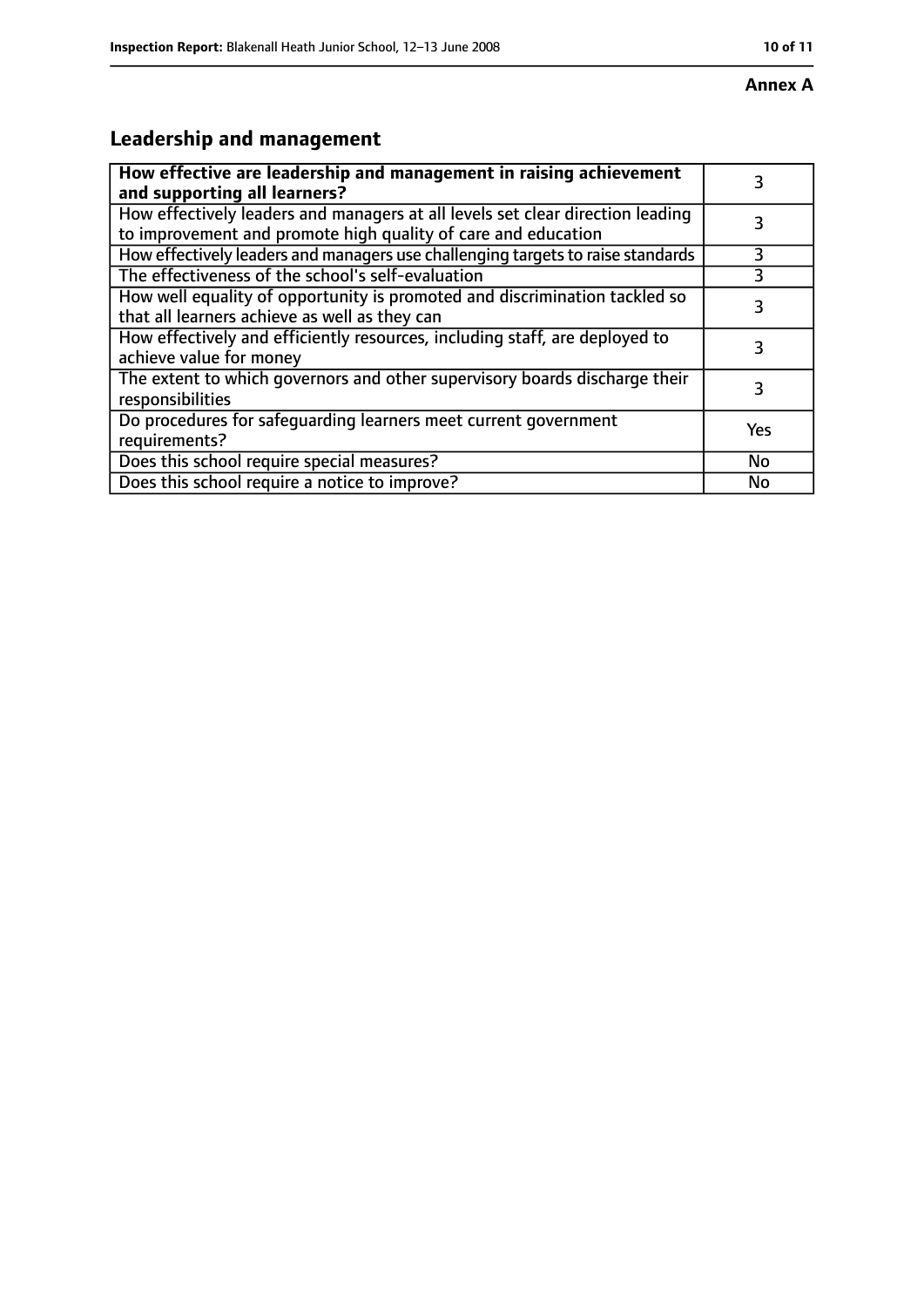**Annex A**

## Leadership and management

| How effective are leadership and management in raising achievement and supporting all learners? | 3 |
|---|---|
| How effectively leaders and managers at all levels set clear direction leading to improvement and promote high quality of care and education | 3 |
| How effectively leaders and managers use challenging targets to raise standards | 3 |
| The effectiveness of the school's self-evaluation | 3 |
| How well equality of opportunity is promoted and discrimination tackled so that all learners achieve as well as they can | 3 |
| How effectively and efficiently resources, including staff, are deployed to achieve value for money | 3 |
| The extent to which governors and other supervisory boards discharge their responsibilities | 3 |
| Do procedures for safeguarding learners meet current government requirements? | Yes |
| Does this school require special measures? | No |
| Does this school require a notice to improve? | No |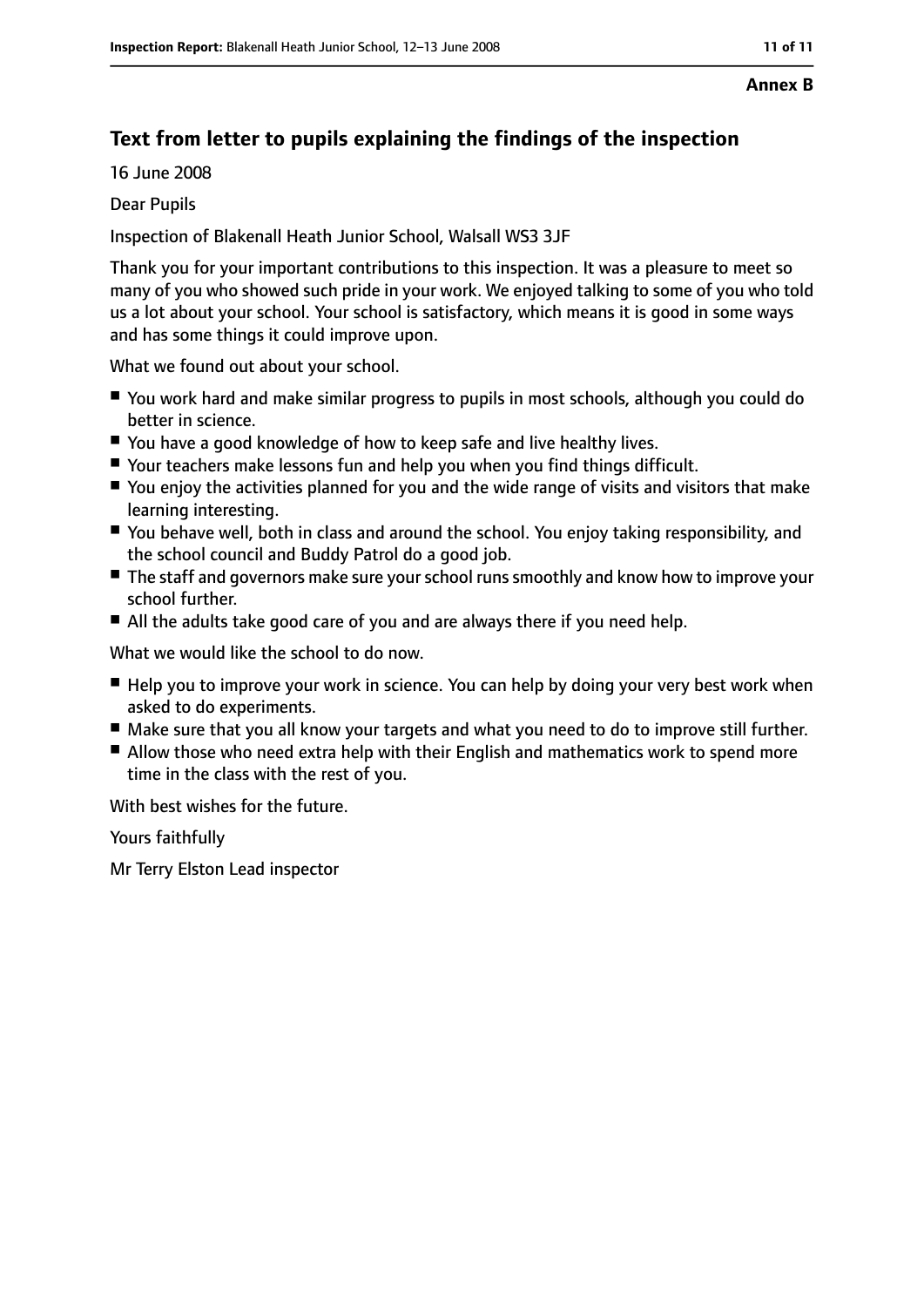**Annex B**

## Text from letter to pupils explaining the findings of the inspection

16 June 2008

Dear Pupils

Inspection of Blakenall Heath Junior School, Walsall WS3 3JF

Thank you for your important contributions to this inspection. It was a pleasure to meet so many of you who showed such pride in your work. We enjoyed talking to some of you who told us a lot about your school. Your school is satisfactory, which means it is good in some ways and has some things it could improve upon.

What we found out about your school.

- You work hard and make similar progress to pupils in most schools, although you could do better in science.
- You have a good knowledge of how to keep safe and live healthy lives.
- Your teachers make lessons fun and help you when you find things difficult.
- You enjoy the activities planned for you and the wide range of visits and visitors that make learning interesting.
- You behave well, both in class and around the school. You enjoy taking responsibility, and the school council and Buddy Patrol do a good job.
- The staff and governors make sure your school runs smoothly and know how to improve your school further.
- All the adults take good care of you and are always there if you need help.

What we would like the school to do now.

- Help you to improve your work in science. You can help by doing your very best work when asked to do experiments.
- Make sure that you all know your targets and what you need to do to improve still further.
- Allow those who need extra help with their English and mathematics work to spend more time in the class with the rest of you.

With best wishes for the future.

Yours faithfully

Mr Terry Elston Lead inspector